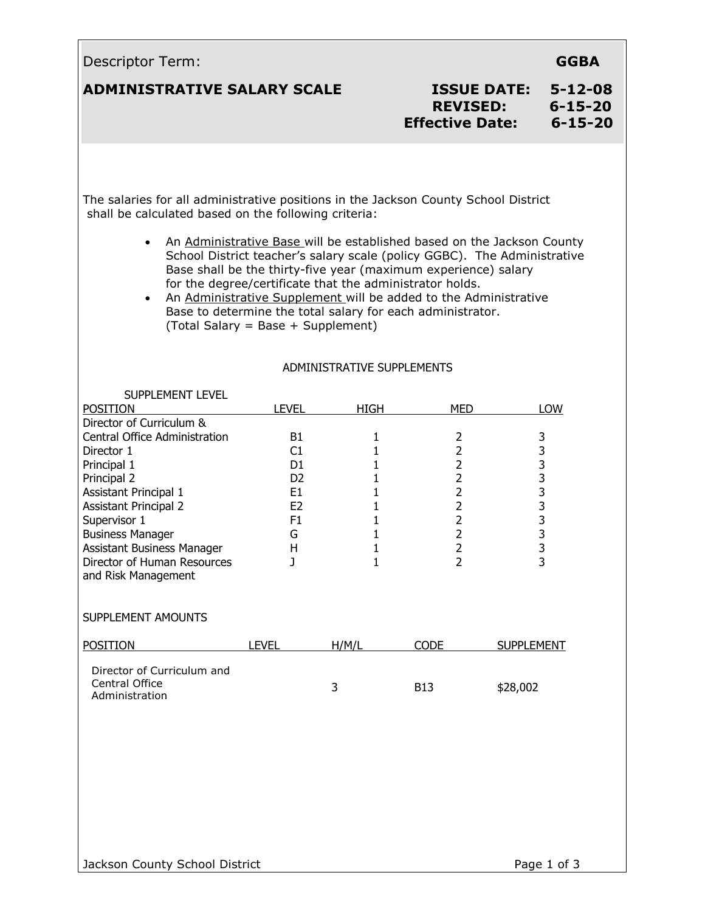Descriptor Term: **GGBA**

**ADMINISTRATIVE SALARY SCALE**

**ISSUE DATE: 5-12-08**
**REVISED: 6-15-20**
**Effective Date: 6-15-20**

The salaries for all administrative positions in the Jackson County School District shall be calculated based on the following criteria:

- An Administrative Base will be established based on the Jackson County School District teacher's salary scale (policy GGBC). The Administrative Base shall be the thirty-five year (maximum experience) salary for the degree/certificate that the administrator holds.
- An Administrative Supplement will be added to the Administrative Base to determine the total salary for each administrator. (Total Salary = Base + Supplement)

ADMINISTRATIVE SUPPLEMENTS

SUPPLEMENT LEVEL

| POSITION | LEVEL | HIGH | MED | LOW |
|---|---|---|---|---|
| Director of Curriculum & Central Office Administration | B1 | 1 | 2 | 3 |
| Director 1 | C1 | 1 | 2 | 3 |
| Principal 1 | D1 | 1 | 2 | 3 |
| Principal 2 | D2 | 1 | 2 | 3 |
| Assistant Principal 1 | E1 | 1 | 2 | 3 |
| Assistant Principal 2 | E2 | 1 | 2 | 3 |
| Supervisor 1 | F1 | 1 | 2 | 3 |
| Business Manager | G | 1 | 2 | 3 |
| Assistant Business Manager | H | 1 | 2 | 3 |
| Director of Human Resources and Risk Management | J | 1 | 2 | 3 |

SUPPLEMENT AMOUNTS

| POSITION | LEVEL | H/M/L | CODE | SUPPLEMENT |
|---|---|---|---|---|
| Director of Curriculum and Central Office Administration | | 3 | B13 | $28,002 |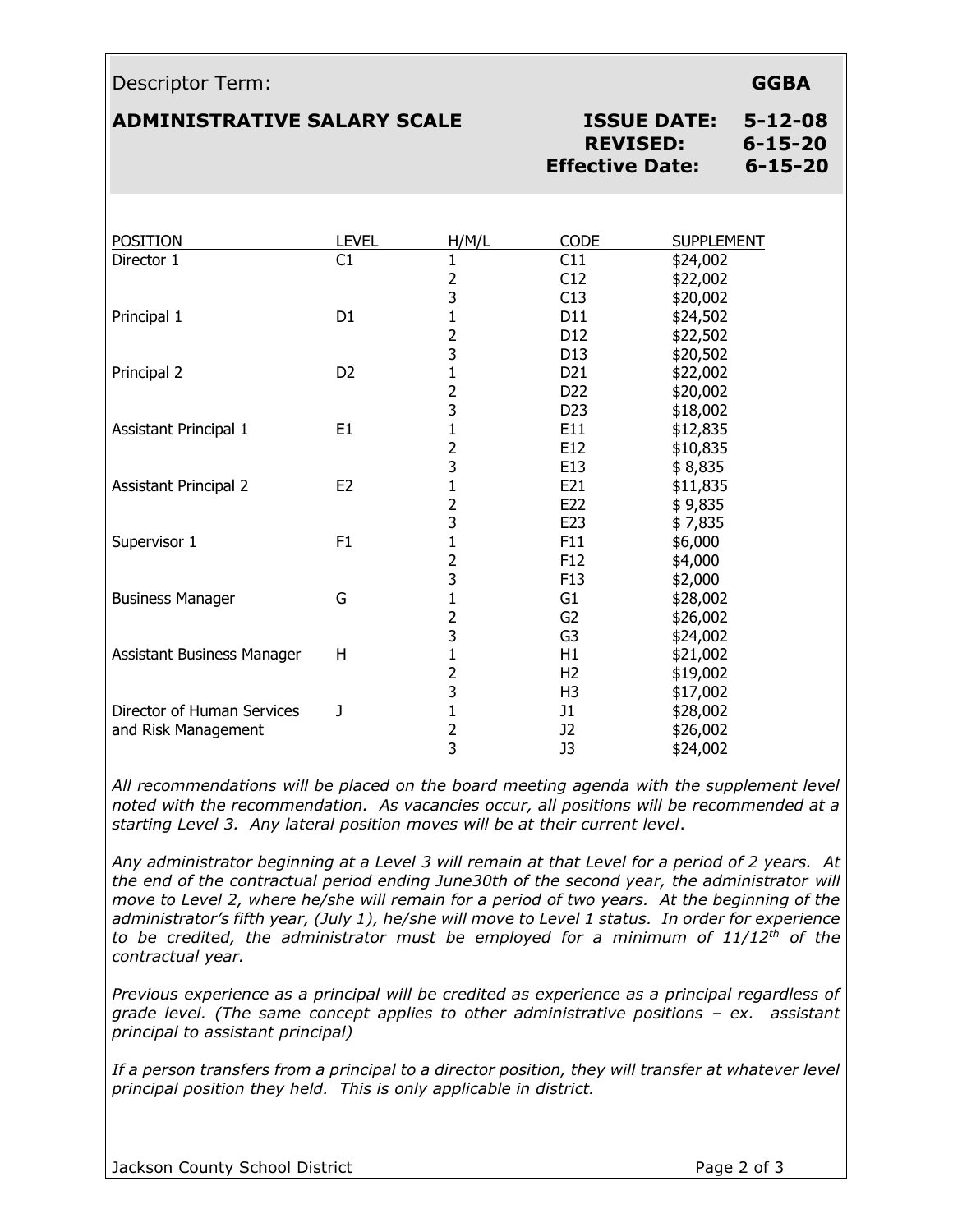Descriptor Term: **GGBA**

**ADMINISTRATIVE SALARY SCALE**

**ISSUE DATE: 5-12-08**
**REVISED: 6-15-20**
**Effective Date: 6-15-20**

| POSITION | LEVEL | H/M/L | CODE | SUPPLEMENT |
|---|---|---|---|---|
| Director 1 | C1 | 1 | C11 | $24,002 |
| | | 2 | C12 | $22,002 |
| | | 3 | C13 | $20,002 |
| Principal 1 | D1 | 1 | D11 | $24,502 |
| | | 2 | D12 | $22,502 |
| | | 3 | D13 | $20,502 |
| Principal 2 | D2 | 1 | D21 | $22,002 |
| | | 2 | D22 | $20,002 |
| | | 3 | D23 | $18,002 |
| Assistant Principal 1 | E1 | 1 | E11 | $12,835 |
| | | 2 | E12 | $10,835 |
| | | 3 | E13 | $ 8,835 |
| Assistant Principal 2 | E2 | 1 | E21 | $11,835 |
| | | 2 | E22 | $ 9,835 |
| | | 3 | E23 | $ 7,835 |
| Supervisor 1 | F1 | 1 | F11 | $6,000 |
| | | 2 | F12 | $4,000 |
| | | 3 | F13 | $2,000 |
| Business Manager | G | 1 | G1 | $28,002 |
| | | 2 | G2 | $26,002 |
| | | 3 | G3 | $24,002 |
| Assistant Business Manager | H | 1 | H1 | $21,002 |
| | | 2 | H2 | $19,002 |
| | | 3 | H3 | $17,002 |
| Director of Human Services and Risk Management | J | 1 | J1 | $28,002 |
| | | 2 | J2 | $26,002 |
| | | 3 | J3 | $24,002 |

*All recommendations will be placed on the board meeting agenda with the supplement level noted with the recommendation. As vacancies occur, all positions will be recommended at a starting Level 3. Any lateral position moves will be at their current level.*

*Any administrator beginning at a Level 3 will remain at that Level for a period of 2 years. At the end of the contractual period ending June30th of the second year, the administrator will move to Level 2, where he/she will remain for a period of two years. At the beginning of the administrator's fifth year, (July 1), he/she will move to Level 1 status. In order for experience to be credited, the administrator must be employed for a minimum of 11/12th of the contractual year.*

*Previous experience as a principal will be credited as experience as a principal regardless of grade level. (The same concept applies to other administrative positions – ex. assistant principal to assistant principal)*

*If a person transfers from a principal to a director position, they will transfer at whatever level principal position they held. This is only applicable in district.*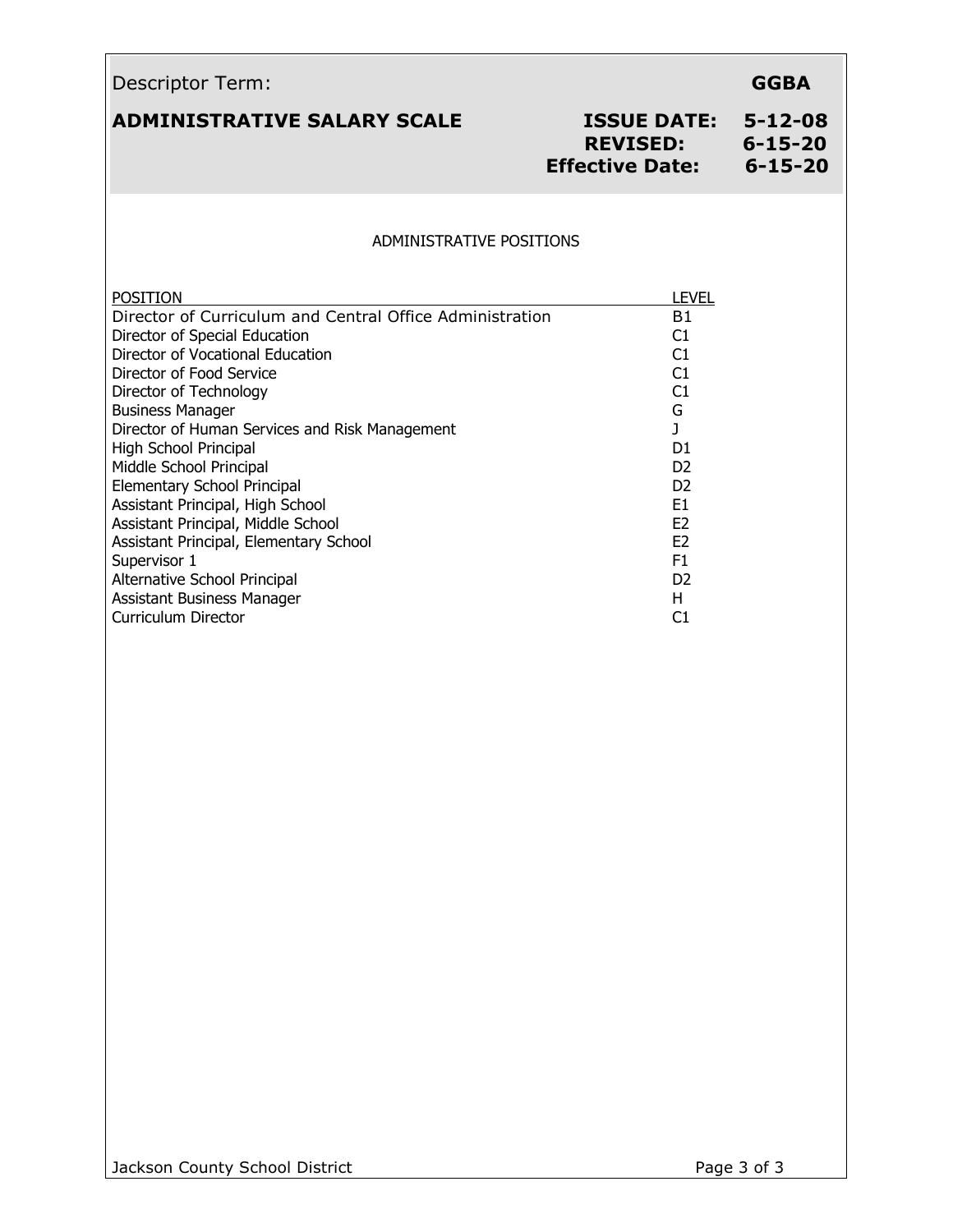Descriptor Term: **GGBA**

**ADMINISTRATIVE SALARY SCALE**

**ISSUE DATE: 5-12-08**
**REVISED: 6-15-20**
**Effective Date: 6-15-20**

ADMINISTRATIVE POSITIONS

| POSITION | LEVEL |
|---|---|
| Director of Curriculum and Central Office Administration | B1 |
| Director of Special Education | C1 |
| Director of Vocational Education | C1 |
| Director of Food Service | C1 |
| Director of Technology | C1 |
| Business Manager | G |
| Director of Human Services and Risk Management | J |
| High School Principal | D1 |
| Middle School Principal | D2 |
| Elementary School Principal | D2 |
| Assistant Principal, High School | E1 |
| Assistant Principal, Middle School | E2 |
| Assistant Principal, Elementary School | E2 |
| Supervisor 1 | F1 |
| Alternative School Principal | D2 |
| Assistant Business Manager | H |
| Curriculum Director | C1 |

Jackson County School District